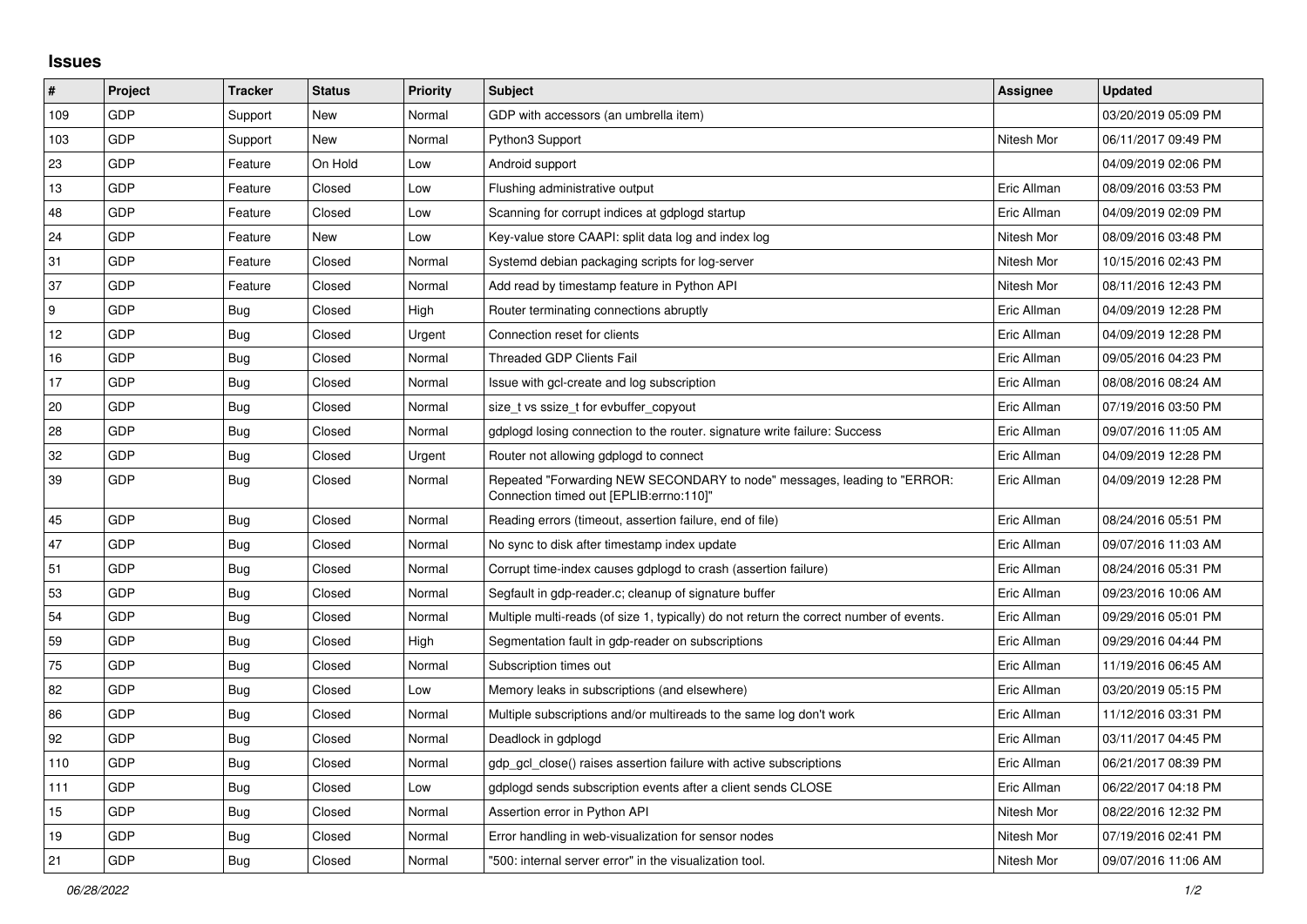## Issues

| # | Project | Tracker | Status | Priority | Subject | Assignee | Updated |
|---|---|---|---|---|---|---|---|
| 109 | GDP | Support | New | Normal | GDP with accessors (an umbrella item) | | 03/20/2019 05:09 PM |
| 103 | GDP | Support | New | Normal | Python3 Support | Nitesh Mor | 06/11/2017 09:49 PM |
| 23 | GDP | Feature | On Hold | Low | Android support | | 04/09/2019 02:06 PM |
| 13 | GDP | Feature | Closed | Low | Flushing administrative output | Eric Allman | 08/09/2016 03:53 PM |
| 48 | GDP | Feature | Closed | Low | Scanning for corrupt indices at gdplogd startup | Eric Allman | 04/09/2019 02:09 PM |
| 24 | GDP | Feature | New | Low | Key-value store CAAPI: split data log and index log | Nitesh Mor | 08/09/2016 03:48 PM |
| 31 | GDP | Feature | Closed | Normal | Systemd debian packaging scripts for log-server | Nitesh Mor | 10/15/2016 02:43 PM |
| 37 | GDP | Feature | Closed | Normal | Add read by timestamp feature in Python API | Nitesh Mor | 08/11/2016 12:43 PM |
| 9 | GDP | Bug | Closed | High | Router terminating connections abruptly | Eric Allman | 04/09/2019 12:28 PM |
| 12 | GDP | Bug | Closed | Urgent | Connection reset for clients | Eric Allman | 04/09/2019 12:28 PM |
| 16 | GDP | Bug | Closed | Normal | Threaded GDP Clients Fail | Eric Allman | 09/05/2016 04:23 PM |
| 17 | GDP | Bug | Closed | Normal | Issue with gcl-create and log subscription | Eric Allman | 08/08/2016 08:24 AM |
| 20 | GDP | Bug | Closed | Normal | size_t vs ssize_t for evbuffer_copyout | Eric Allman | 07/19/2016 03:50 PM |
| 28 | GDP | Bug | Closed | Normal | gdplogd losing connection to the router. signature write failure: Success | Eric Allman | 09/07/2016 11:05 AM |
| 32 | GDP | Bug | Closed | Urgent | Router not allowing gdplogd to connect | Eric Allman | 04/09/2019 12:28 PM |
| 39 | GDP | Bug | Closed | Normal | Repeated "Forwarding NEW SECONDARY to node" messages, leading to "ERROR: Connection timed out [EPLIB:errno:110]" | Eric Allman | 04/09/2019 12:28 PM |
| 45 | GDP | Bug | Closed | Normal | Reading errors (timeout, assertion failure, end of file) | Eric Allman | 08/24/2016 05:51 PM |
| 47 | GDP | Bug | Closed | Normal | No sync to disk after timestamp index update | Eric Allman | 09/07/2016 11:03 AM |
| 51 | GDP | Bug | Closed | Normal | Corrupt time-index causes gdplogd to crash (assertion failure) | Eric Allman | 08/24/2016 05:31 PM |
| 53 | GDP | Bug | Closed | Normal | Segfault in gdp-reader.c; cleanup of signature buffer | Eric Allman | 09/23/2016 10:06 AM |
| 54 | GDP | Bug | Closed | Normal | Multiple multi-reads (of size 1, typically) do not return the correct number of events. | Eric Allman | 09/29/2016 05:01 PM |
| 59 | GDP | Bug | Closed | High | Segmentation fault in gdp-reader on subscriptions | Eric Allman | 09/29/2016 04:44 PM |
| 75 | GDP | Bug | Closed | Normal | Subscription times out | Eric Allman | 11/19/2016 06:45 AM |
| 82 | GDP | Bug | Closed | Low | Memory leaks in subscriptions (and elsewhere) | Eric Allman | 03/20/2019 05:15 PM |
| 86 | GDP | Bug | Closed | Normal | Multiple subscriptions and/or multireads to the same log don't work | Eric Allman | 11/12/2016 03:31 PM |
| 92 | GDP | Bug | Closed | Normal | Deadlock in gdplogd | Eric Allman | 03/11/2017 04:45 PM |
| 110 | GDP | Bug | Closed | Normal | gdp_gcl_close() raises assertion failure with active subscriptions | Eric Allman | 06/21/2017 08:39 PM |
| 111 | GDP | Bug | Closed | Low | gdplogd sends subscription events after a client sends CLOSE | Eric Allman | 06/22/2017 04:18 PM |
| 15 | GDP | Bug | Closed | Normal | Assertion error in Python API | Nitesh Mor | 08/22/2016 12:32 PM |
| 19 | GDP | Bug | Closed | Normal | Error handling in web-visualization for sensor nodes | Nitesh Mor | 07/19/2016 02:41 PM |
| 21 | GDP | Bug | Closed | Normal | "500: internal server error" in the visualization tool. | Nitesh Mor | 09/07/2016 11:06 AM |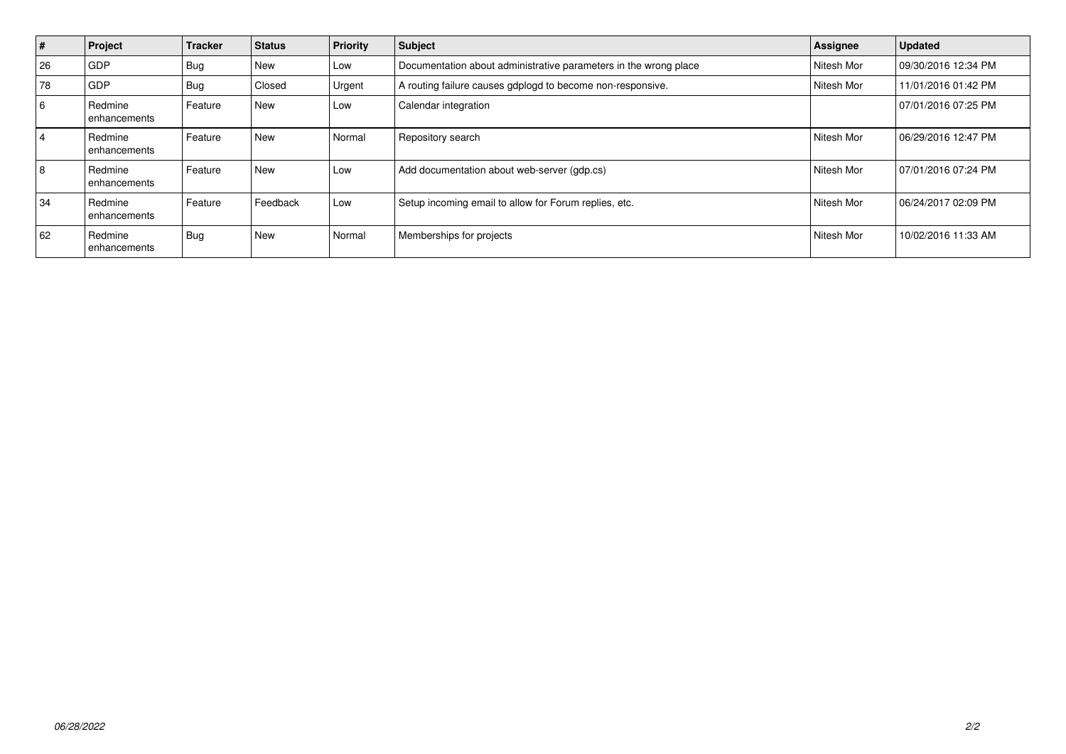| # | Project | Tracker | Status | Priority | Subject | Assignee | Updated |
|---|---|---|---|---|---|---|---|
| 26 | GDP | Bug | New | Low | Documentation about administrative parameters in the wrong place | Nitesh Mor | 09/30/2016 12:34 PM |
| 78 | GDP | Bug | Closed | Urgent | A routing failure causes gdplogd to become non-responsive. | Nitesh Mor | 11/01/2016 01:42 PM |
| 6 | Redmine enhancements | Feature | New | Low | Calendar integration | | 07/01/2016 07:25 PM |
| 4 | Redmine enhancements | Feature | New | Normal | Repository search | Nitesh Mor | 06/29/2016 12:47 PM |
| 8 | Redmine enhancements | Feature | New | Low | Add documentation about web-server (gdp.cs) | Nitesh Mor | 07/01/2016 07:24 PM |
| 34 | Redmine enhancements | Feature | Feedback | Low | Setup incoming email to allow for Forum replies, etc. | Nitesh Mor | 06/24/2017 02:09 PM |
| 62 | Redmine enhancements | Bug | New | Normal | Memberships for projects | Nitesh Mor | 10/02/2016 11:33 AM |